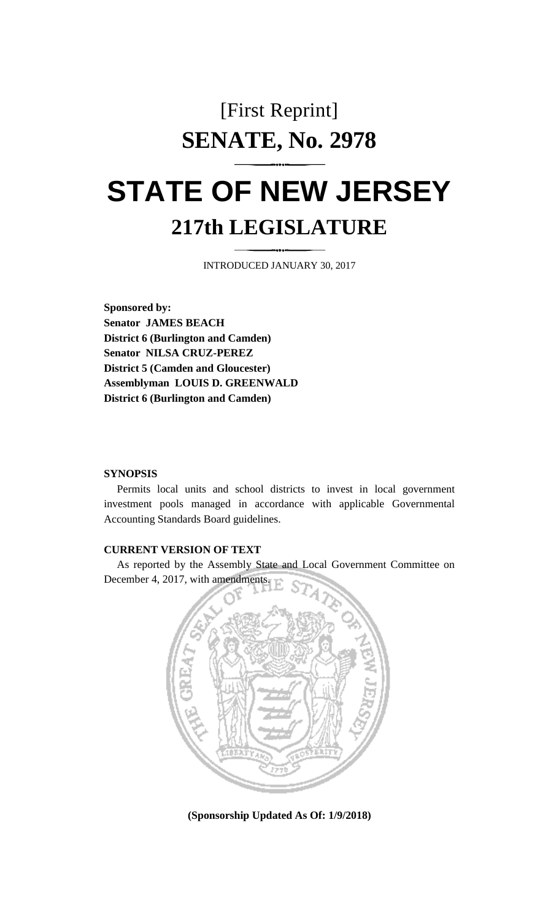[First Reprint]

# SENATE, No. 2978

# STATE OF NEW JERSEY

## 217th LEGISLATURE

INTRODUCED JANUARY 30, 2017

**Sponsored by:**
**Senator JAMES BEACH**
**District 6 (Burlington and Camden)**
**Senator NILSA CRUZ-PEREZ**
**District 5 (Camden and Gloucester)**
**Assemblyman LOUIS D. GREENWALD**
**District 6 (Burlington and Camden)**

**SYNOPSIS**

Permits local units and school districts to invest in local government investment pools managed in accordance with applicable Governmental Accounting Standards Board guidelines.

**CURRENT VERSION OF TEXT**

As reported by the Assembly State and Local Government Committee on December 4, 2017, with amendments.

**(Sponsorship Updated As Of: 1/9/2018)**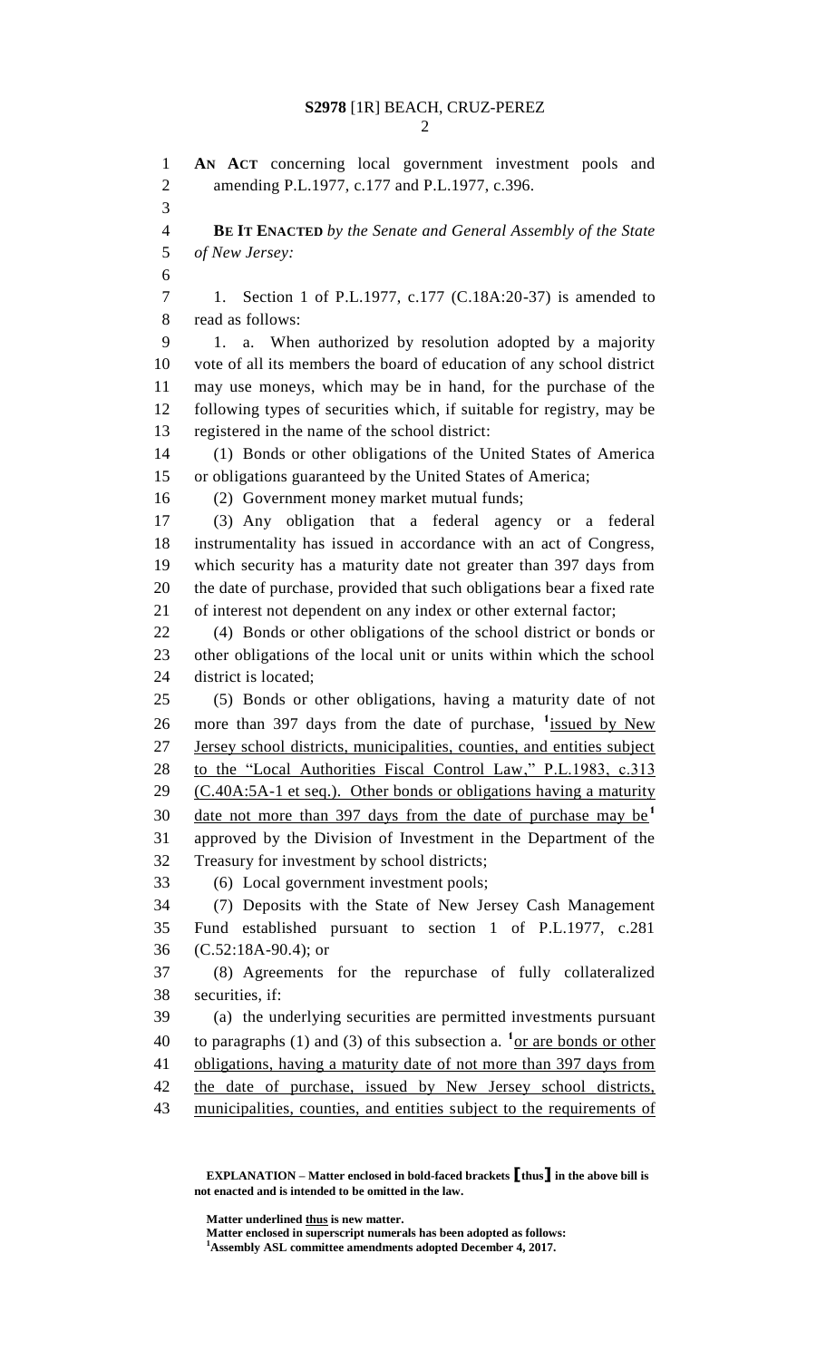**AN ACT** concerning local government investment pools and amending P.L.1977, c.177 and P.L.1977, c.396.

**BE IT ENACTED** *by the Senate and General Assembly of the State of New Jersey:*

1. Section 1 of P.L.1977, c.177 (C.18A:20-37) is amended to read as follows:

1. a. When authorized by resolution adopted by a majority vote of all its members the board of education of any school district may use moneys, which may be in hand, for the purchase of the following types of securities which, if suitable for registry, may be registered in the name of the school district:

(1) Bonds or other obligations of the United States of America or obligations guaranteed by the United States of America;

(2) Government money market mutual funds;

(3) Any obligation that a federal agency or a federal instrumentality has issued in accordance with an act of Congress, which security has a maturity date not greater than 397 days from the date of purchase, provided that such obligations bear a fixed rate of interest not dependent on any index or other external factor;

(4) Bonds or other obligations of the school district or bonds or other obligations of the local unit or units within which the school district is located;

(5) Bonds or other obligations, having a maturity date of not more than 397 days from the date of purchase, [1]<u>issued by New Jersey school districts, municipalities, counties, and entities subject to the "Local Authorities Fiscal Control Law," P.L.1983, c.313 (C.40A:5A-1 et seq.). Other bonds or obligations having a maturity date not more than 397 days from the date of purchase may be</u>[1] approved by the Division of Investment in the Department of the Treasury for investment by school districts;

(6) Local government investment pools;

(7) Deposits with the State of New Jersey Cash Management Fund established pursuant to section 1 of P.L.1977, c.281 (C.52:18A-90.4); or

(8) Agreements for the repurchase of fully collateralized securities, if:

(a) the underlying securities are permitted investments pursuant to paragraphs (1) and (3) of this subsection a. [1]<u>or are bonds or other obligations, having a maturity date of not more than 397 days from the date of purchase, issued by New Jersey school districts, municipalities, counties, and entities subject to the requirements of</u>

---

**EXPLANATION – Matter enclosed in bold-faced brackets [thus] in the above bill is not enacted and is intended to be omitted in the law.**

**Matter underlined <u>thus</u> is new matter.**
**Matter enclosed in superscript numerals has been adopted as follows:**
[1]**Assembly ASL committee amendments adopted December 4, 2017.**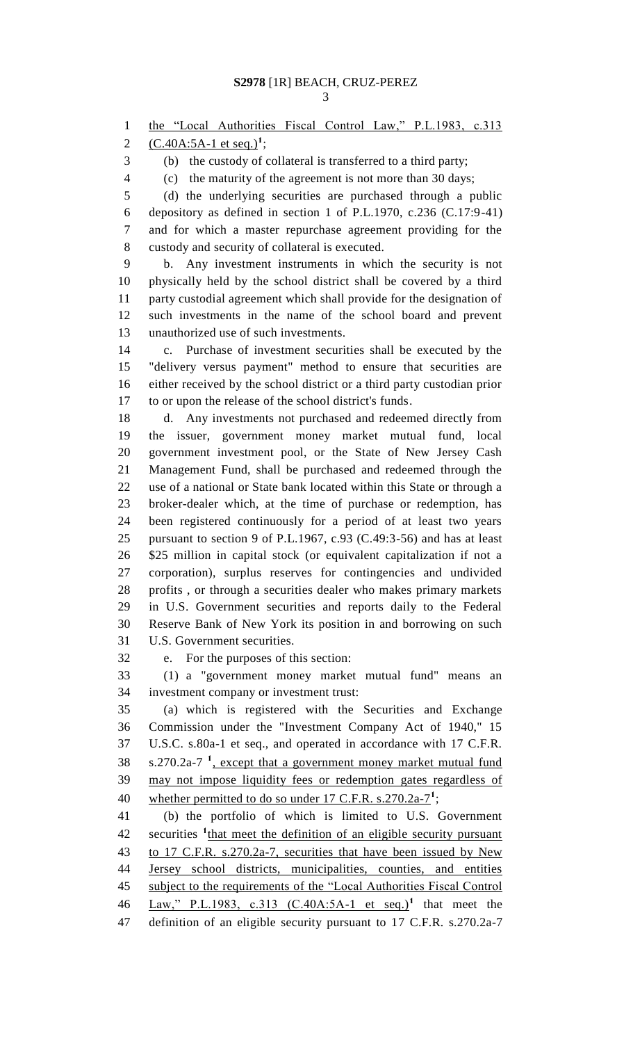the "Local Authorities Fiscal Control Law," P.L.1983, c.313 (C.40A:5A-1 et seq.)[1];

(b) the custody of collateral is transferred to a third party;

(c) the maturity of the agreement is not more than 30 days;

(d) the underlying securities are purchased through a public depository as defined in section 1 of P.L.1970, c.236 (C.17:9-41) and for which a master repurchase agreement providing for the custody and security of collateral is executed.

b. Any investment instruments in which the security is not physically held by the school district shall be covered by a third party custodial agreement which shall provide for the designation of such investments in the name of the school board and prevent unauthorized use of such investments.

c. Purchase of investment securities shall be executed by the "delivery versus payment" method to ensure that securities are either received by the school district or a third party custodian prior to or upon the release of the school district's funds.

d. Any investments not purchased and redeemed directly from the issuer, government money market mutual fund, local government investment pool, or the State of New Jersey Cash Management Fund, shall be purchased and redeemed through the use of a national or State bank located within this State or through a broker-dealer which, at the time of purchase or redemption, has been registered continuously for a period of at least two years pursuant to section 9 of P.L.1967, c.93 (C.49:3-56) and has at least $25 million in capital stock (or equivalent capitalization if not a corporation), surplus reserves for contingencies and undivided profits , or through a securities dealer who makes primary markets in U.S. Government securities and reports daily to the Federal Reserve Bank of New York its position in and borrowing on such U.S. Government securities.

e. For the purposes of this section:

(1) a "government money market mutual fund" means an investment company or investment trust:

(a) which is registered with the Securities and Exchange Commission under the "Investment Company Act of 1940," 15 U.S.C. s.80a-1 et seq., and operated in accordance with 17 C.F.R. s.270.2a-7 [1], except that a government money market mutual fund may not impose liquidity fees or redemption gates regardless of whether permitted to do so under 17 C.F.R. s.270.2a-7[1];

(b) the portfolio of which is limited to U.S. Government securities [1]that meet the definition of an eligible security pursuant to 17 C.F.R. s.270.2a-7, securities that have been issued by New Jersey school districts, municipalities, counties, and entities subject to the requirements of the "Local Authorities Fiscal Control Law," P.L.1983, c.313 (C.40A:5A-1 et seq.)[1] that meet the definition of an eligible security pursuant to 17 C.F.R. s.270.2a-7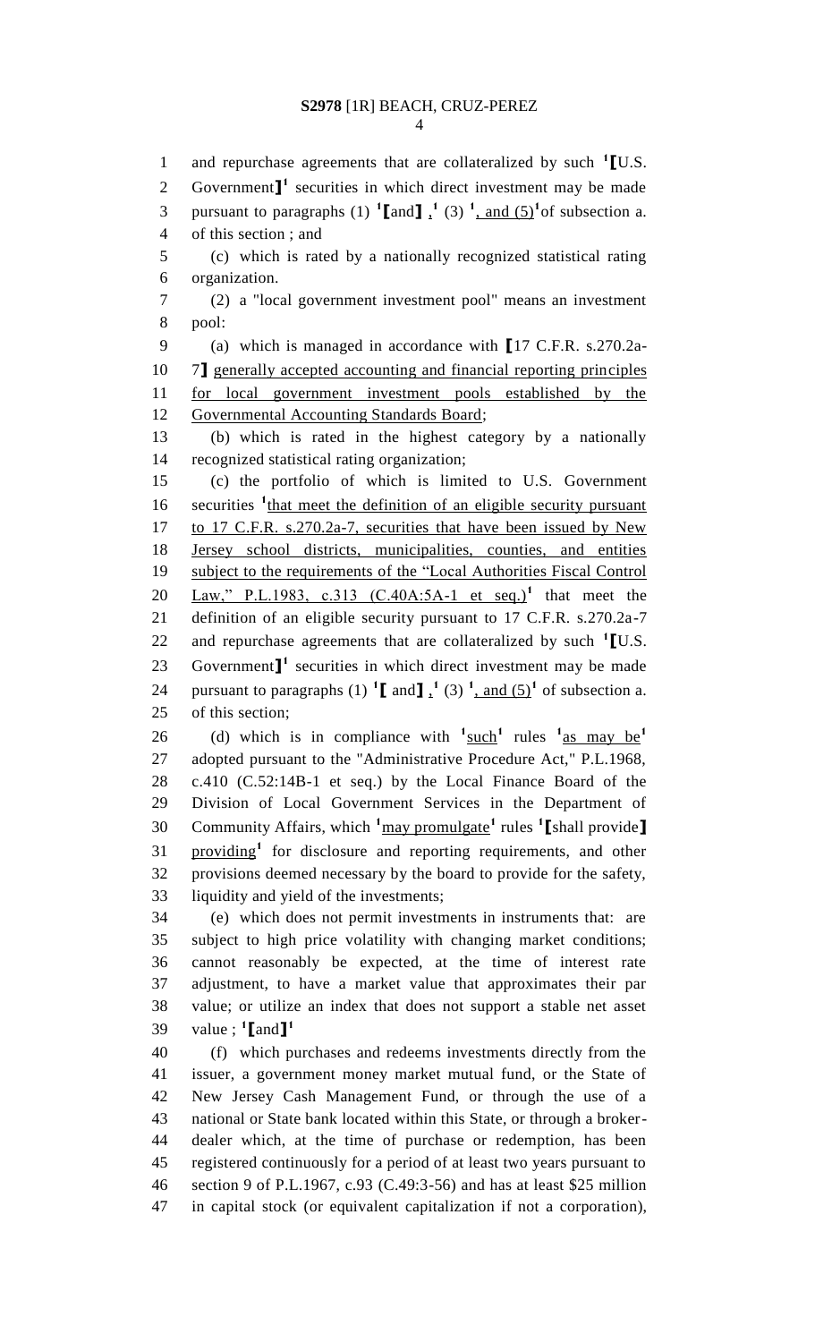and repurchase agreements that are collateralized by such [1]⟦U.S. Government⟧[1] securities in which direct investment may be made pursuant to paragraphs (1) [1]⟦and⟧ ,[1] (3) [1], and (5)[1] of subsection a. of this section ; and

(c) which is rated by a nationally recognized statistical rating organization.

(2) a "local government investment pool" means an investment pool:

(a) which is managed in accordance with ⟦17 C.F.R. s.270.2a-7⟧ generally accepted accounting and financial reporting principles for local government investment pools established by the Governmental Accounting Standards Board;

(b) which is rated in the highest category by a nationally recognized statistical rating organization;

(c) the portfolio of which is limited to U.S. Government securities [1]that meet the definition of an eligible security pursuant to 17 C.F.R. s.270.2a-7, securities that have been issued by New Jersey school districts, municipalities, counties, and entities subject to the requirements of the "Local Authorities Fiscal Control Law," P.L.1983, c.313 (C.40A:5A-1 et seq.)[1] that meet the definition of an eligible security pursuant to 17 C.F.R. s.270.2a-7 and repurchase agreements that are collateralized by such [1]⟦U.S. Government⟧[1] securities in which direct investment may be made pursuant to paragraphs (1) [1]⟦ and⟧ ,[1] (3) [1], and (5)[1] of subsection a. of this section;

(d) which is in compliance with [1]such[1] rules [1]as may be[1] adopted pursuant to the "Administrative Procedure Act," P.L.1968, c.410 (C.52:14B-1 et seq.) by the Local Finance Board of the Division of Local Government Services in the Department of Community Affairs, which [1]may promulgate[1] rules [1]⟦shall provide⟧ providing[1] for disclosure and reporting requirements, and other provisions deemed necessary by the board to provide for the safety, liquidity and yield of the investments;

(e) which does not permit investments in instruments that: are subject to high price volatility with changing market conditions; cannot reasonably be expected, at the time of interest rate adjustment, to have a market value that approximates their par value; or utilize an index that does not support a stable net asset value ; [1]⟦and⟧[1]

(f) which purchases and redeems investments directly from the issuer, a government money market mutual fund, or the State of New Jersey Cash Management Fund, or through the use of a national or State bank located within this State, or through a broker-dealer which, at the time of purchase or redemption, has been registered continuously for a period of at least two years pursuant to section 9 of P.L.1967, c.93 (C.49:3-56) and has at least $25 million in capital stock (or equivalent capitalization if not a corporation),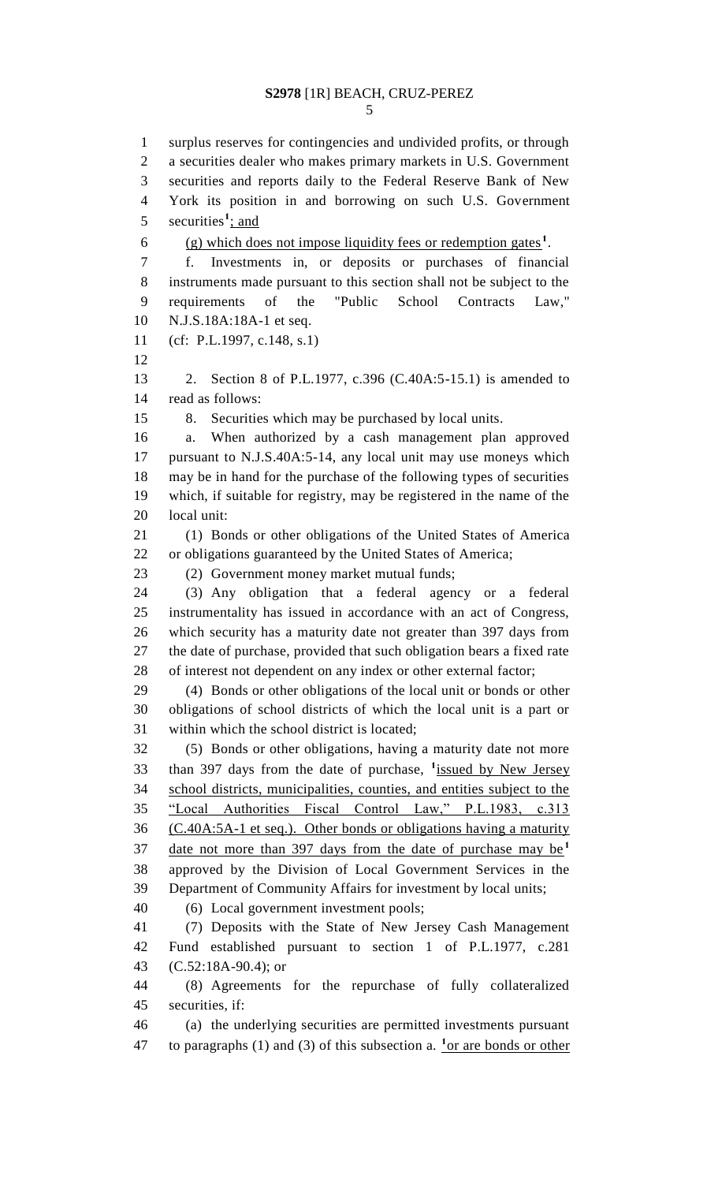surplus reserves for contingencies and undivided profits, or through a securities dealer who makes primary markets in U.S. Government securities and reports daily to the Federal Reserve Bank of New York its position in and borrowing on such U.S. Government securities[1]; and

(g) which does not impose liquidity fees or redemption gates[1].

f. Investments in, or deposits or purchases of financial instruments made pursuant to this section shall not be subject to the requirements of the "Public School Contracts Law," N.J.S.18A:18A-1 et seq.

(cf: P.L.1997, c.148, s.1)

2. Section 8 of P.L.1977, c.396 (C.40A:5-15.1) is amended to read as follows:

8. Securities which may be purchased by local units.

a. When authorized by a cash management plan approved pursuant to N.J.S.40A:5-14, any local unit may use moneys which may be in hand for the purchase of the following types of securities which, if suitable for registry, may be registered in the name of the local unit:

(1) Bonds or other obligations of the United States of America or obligations guaranteed by the United States of America;

(2) Government money market mutual funds;

(3) Any obligation that a federal agency or a federal instrumentality has issued in accordance with an act of Congress, which security has a maturity date not greater than 397 days from the date of purchase, provided that such obligation bears a fixed rate of interest not dependent on any index or other external factor;

(4) Bonds or other obligations of the local unit or bonds or other obligations of school districts of which the local unit is a part or within which the school district is located;

(5) Bonds or other obligations, having a maturity date not more than 397 days from the date of purchase, [1]issued by New Jersey school districts, municipalities, counties, and entities subject to the "Local Authorities Fiscal Control Law," P.L.1983, c.313 (C.40A:5A-1 et seq.). Other bonds or obligations having a maturity date not more than 397 days from the date of purchase may be[1] approved by the Division of Local Government Services in the Department of Community Affairs for investment by local units;

(6) Local government investment pools;

(7) Deposits with the State of New Jersey Cash Management Fund established pursuant to section 1 of P.L.1977, c.281 (C.52:18A-90.4); or

(8) Agreements for the repurchase of fully collateralized securities, if:

(a) the underlying securities are permitted investments pursuant to paragraphs (1) and (3) of this subsection a. [1]or are bonds or other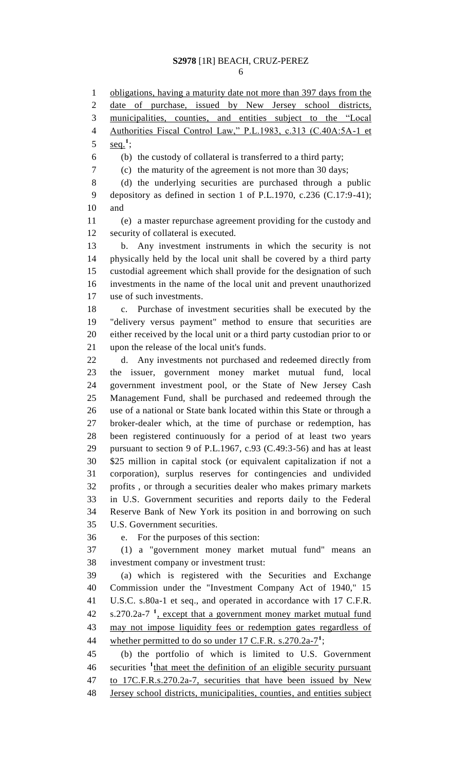obligations, having a maturity date not more than 397 days from the date of purchase, issued by New Jersey school districts, municipalities, counties, and entities subject to the "Local Authorities Fiscal Control Law," P.L.1983, c.313 (C.40A:5A-1 et seq.[1];

(b) the custody of collateral is transferred to a third party;

(c) the maturity of the agreement is not more than 30 days;

(d) the underlying securities are purchased through a public depository as defined in section 1 of P.L.1970, c.236 (C.17:9-41); and

(e) a master repurchase agreement providing for the custody and security of collateral is executed.

b. Any investment instruments in which the security is not physically held by the local unit shall be covered by a third party custodial agreement which shall provide for the designation of such investments in the name of the local unit and prevent unauthorized use of such investments.

c. Purchase of investment securities shall be executed by the "delivery versus payment" method to ensure that securities are either received by the local unit or a third party custodian prior to or upon the release of the local unit's funds.

d. Any investments not purchased and redeemed directly from the issuer, government money market mutual fund, local government investment pool, or the State of New Jersey Cash Management Fund, shall be purchased and redeemed through the use of a national or State bank located within this State or through a broker-dealer which, at the time of purchase or redemption, has been registered continuously for a period of at least two years pursuant to section 9 of P.L.1967, c.93 (C.49:3-56) and has at least $25 million in capital stock (or equivalent capitalization if not a corporation), surplus reserves for contingencies and undivided profits , or through a securities dealer who makes primary markets in U.S. Government securities and reports daily to the Federal Reserve Bank of New York its position in and borrowing on such U.S. Government securities.

e. For the purposes of this section:

(1) a "government money market mutual fund" means an investment company or investment trust:

(a) which is registered with the Securities and Exchange Commission under the "Investment Company Act of 1940," 15 U.S.C. s.80a-1 et seq., and operated in accordance with 17 C.F.R. s.270.2a-7 [1], except that a government money market mutual fund may not impose liquidity fees or redemption gates regardless of whether permitted to do so under 17 C.F.R. s.270.2a-7[1];

(b) the portfolio of which is limited to U.S. Government securities [1]that meet the definition of an eligible security pursuant to 17C.F.R.s.270.2a-7, securities that have been issued by New Jersey school districts, municipalities, counties, and entities subject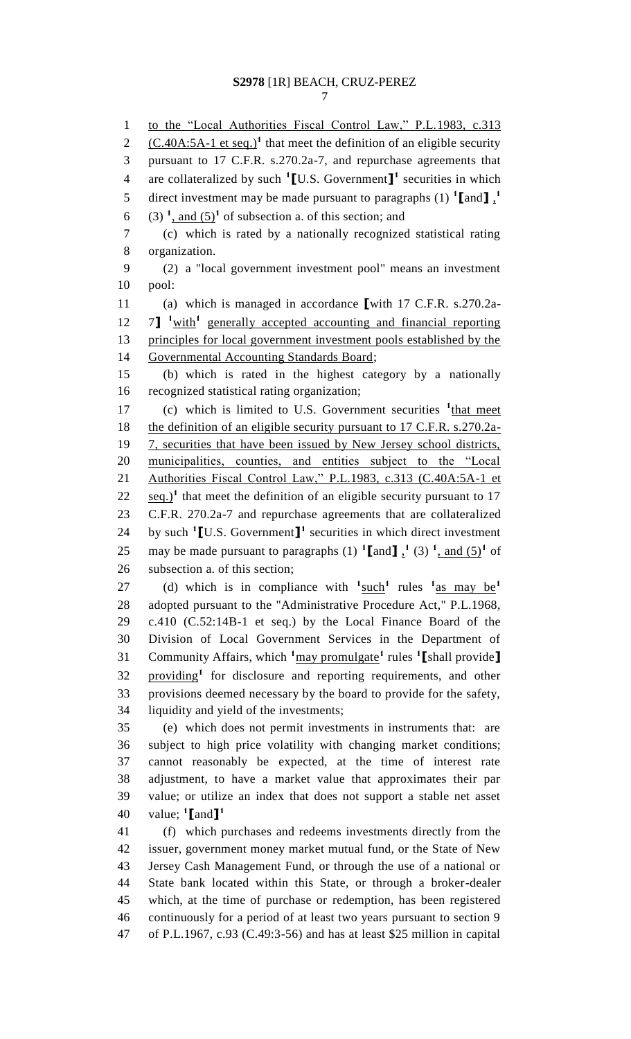to the "Local Authorities Fiscal Control Law," P.L.1983, c.313 (C.40A:5A-1 et seq.)[1] that meet the definition of an eligible security pursuant to 17 C.F.R. s.270.2a-7, and repurchase agreements that are collateralized by such [1]【U.S. Government】[1] securities in which direct investment may be made pursuant to paragraphs (1) [1]【and】 ,[1] (3) [1], and (5)[1] of subsection a. of this section; and

(c) which is rated by a nationally recognized statistical rating organization.

(2) a "local government investment pool" means an investment pool:

(a) which is managed in accordance 【with 17 C.F.R. s.270.2a-7】 [1]with[1] generally accepted accounting and financial reporting principles for local government investment pools established by the Governmental Accounting Standards Board;

(b) which is rated in the highest category by a nationally recognized statistical rating organization;

(c) which is limited to U.S. Government securities [1]that meet the definition of an eligible security pursuant to 17 C.F.R. s.270.2a-7, securities that have been issued by New Jersey school districts, municipalities, counties, and entities subject to the "Local Authorities Fiscal Control Law," P.L.1983, c.313 (C.40A:5A-1 et seq.)[1] that meet the definition of an eligible security pursuant to 17 C.F.R. 270.2a-7 and repurchase agreements that are collateralized by such [1]【U.S. Government】[1] securities in which direct investment may be made pursuant to paragraphs (1) [1]【and】 ,[1] (3) [1], and (5)[1] of subsection a. of this section;

(d) which is in compliance with [1]such[1] rules [1]as may be[1] adopted pursuant to the "Administrative Procedure Act," P.L.1968, c.410 (C.52:14B-1 et seq.) by the Local Finance Board of the Division of Local Government Services in the Department of Community Affairs, which [1]may promulgate[1] rules [1]【shall provide】 providing[1] for disclosure and reporting requirements, and other provisions deemed necessary by the board to provide for the safety, liquidity and yield of the investments;

(e) which does not permit investments in instruments that: are subject to high price volatility with changing market conditions; cannot reasonably be expected, at the time of interest rate adjustment, to have a market value that approximates their par value; or utilize an index that does not support a stable net asset value; [1]【and】[1]

(f) which purchases and redeems investments directly from the issuer, government money market mutual fund, or the State of New Jersey Cash Management Fund, or through the use of a national or State bank located within this State, or through a broker-dealer which, at the time of purchase or redemption, has been registered continuously for a period of at least two years pursuant to section 9 of P.L.1967, c.93 (C.49:3-56) and has at least $25 million in capital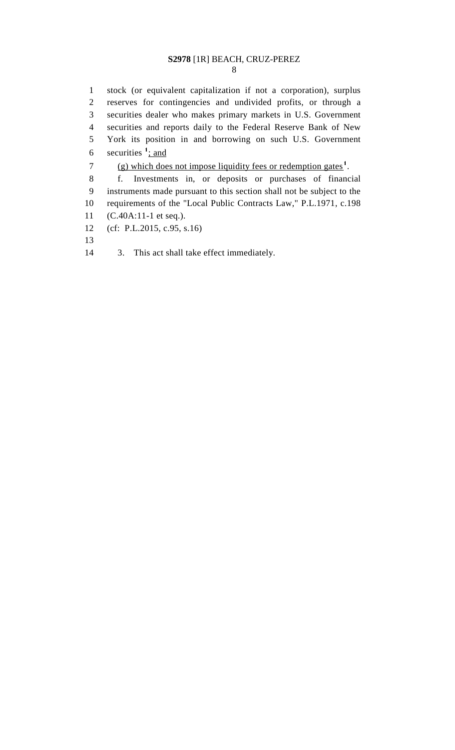stock (or equivalent capitalization if not a corporation), surplus reserves for contingencies and undivided profits, or through a securities dealer who makes primary markets in U.S. Government securities and reports daily to the Federal Reserve Bank of New York its position in and borrowing on such U.S. Government securities [1]; and

(g) which does not impose liquidity fees or redemption gates[1].

f. Investments in, or deposits or purchases of financial instruments made pursuant to this section shall not be subject to the requirements of the "Local Public Contracts Law," P.L.1971, c.198 (C.40A:11-1 et seq.).

(cf: P.L.2015, c.95, s.16)

3. This act shall take effect immediately.